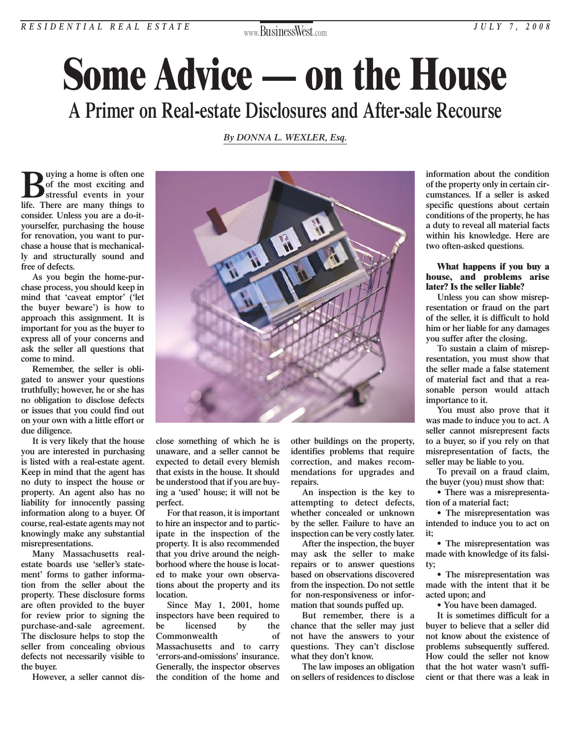# Some Advice — on the House

## A Primer on Real-estate Disclosures and After-sale Recourse

*By DONNA L. WEXLER, Esq.*

**Buying a home is often one of the most exciting and stressful events in your life. There are many things to consider. Unless you are a do-it-yourselfer, purchasing the house for renovation, you want to purchase a house that is mechanically and structurally sound and free of defects.**

**As you begin the home-purchase process, you should keep in mind that 'caveat emptor' ('let the buyer beware') is how to approach this assignment. It is important for you as the buyer to express all of your concerns and ask the seller all questions that come to mind.**

**Remember, the seller is obligated to answer your questions truthfully; however, he or she has no obligation to disclose defects or issues that you could find out on your own with a little effort or due diligence.**

**It is very likely that the house you are interested in purchasing is listed with a real-estate agent. Keep in mind that the agent has no duty to inspect the house or property. An agent also has no liability for innocently passing information along to a buyer. Of course, real-estate agents may not knowingly make any substantial misrepresentations.**

**Many Massachusetts real-estate boards use 'seller's statement' forms to gather information from the seller about the property. These disclosure forms are often provided to the buyer for review prior to signing the purchase-and-sale agreement. The disclosure helps to stop the seller from concealing obvious defects not necessarily visible to the buyer.**

**However, a seller cannot disclose something of which he is unaware, and a seller cannot be expected to detail every blemish that exists in the house. It should be understood that if you are buying a 'used' house; it will not be perfect.**

**For that reason, it is important to hire an inspector and to participate in the inspection of the property. It is also recommended that you drive around the neighborhood where the house is located to make your own observations about the property and its location.**

**Since May 1, 2001, home inspectors have been required to be licensed by the Commonwealth of Massachusetts and to carry 'errors-and-omissions' insurance. Generally, the inspector observes the condition of the home and other buildings on the property, identifies problems that require correction, and makes recommendations for upgrades and repairs.**

**An inspection is the key to attempting to detect defects, whether concealed or unknown by the seller. Failure to have an inspection can be very costly later.**

**After the inspection, the buyer may ask the seller to make repairs or to answer questions based on observations discovered from the inspection. Do not settle for non-responsiveness or information that sounds puffed up.**

**But remember, there is a chance that the seller may just not have the answers to your questions. They can't disclose what they don't know.**

**The law imposes an obligation on sellers of residences to disclose information about the condition of the property only in certain circumstances. If a seller is asked specific questions about certain conditions of the property, he has a duty to reveal all material facts within his knowledge. Here are two often-asked questions.**

### What happens if you buy a house, and problems arise later? Is the seller liable?

**Unless you can show misrepresentation or fraud on the part of the seller, it is difficult to hold him or her liable for any damages you suffer after the closing.**

**To sustain a claim of misrepresentation, you must show that the seller made a false statement of material fact and that a reasonable person would attach importance to it.**

**You must also prove that it was made to induce you to act. A seller cannot misrepresent facts to a buyer, so if you rely on that misrepresentation of facts, the seller may be liable to you.**

**To prevail on a fraud claim, the buyer (you) must show that:**

- **There was a misrepresentation of a material fact;**
- **The misrepresentation was intended to induce you to act on it;**
- **The misrepresentation was made with knowledge of its falsity;**
- **The misrepresentation was made with the intent that it be acted upon; and**
- **You have been damaged.**

**It is sometimes difficult for a buyer to believe that a seller did not know about the existence of problems subsequently suffered. How could the seller not know that the hot water wasn't sufficient or that there was a leak in**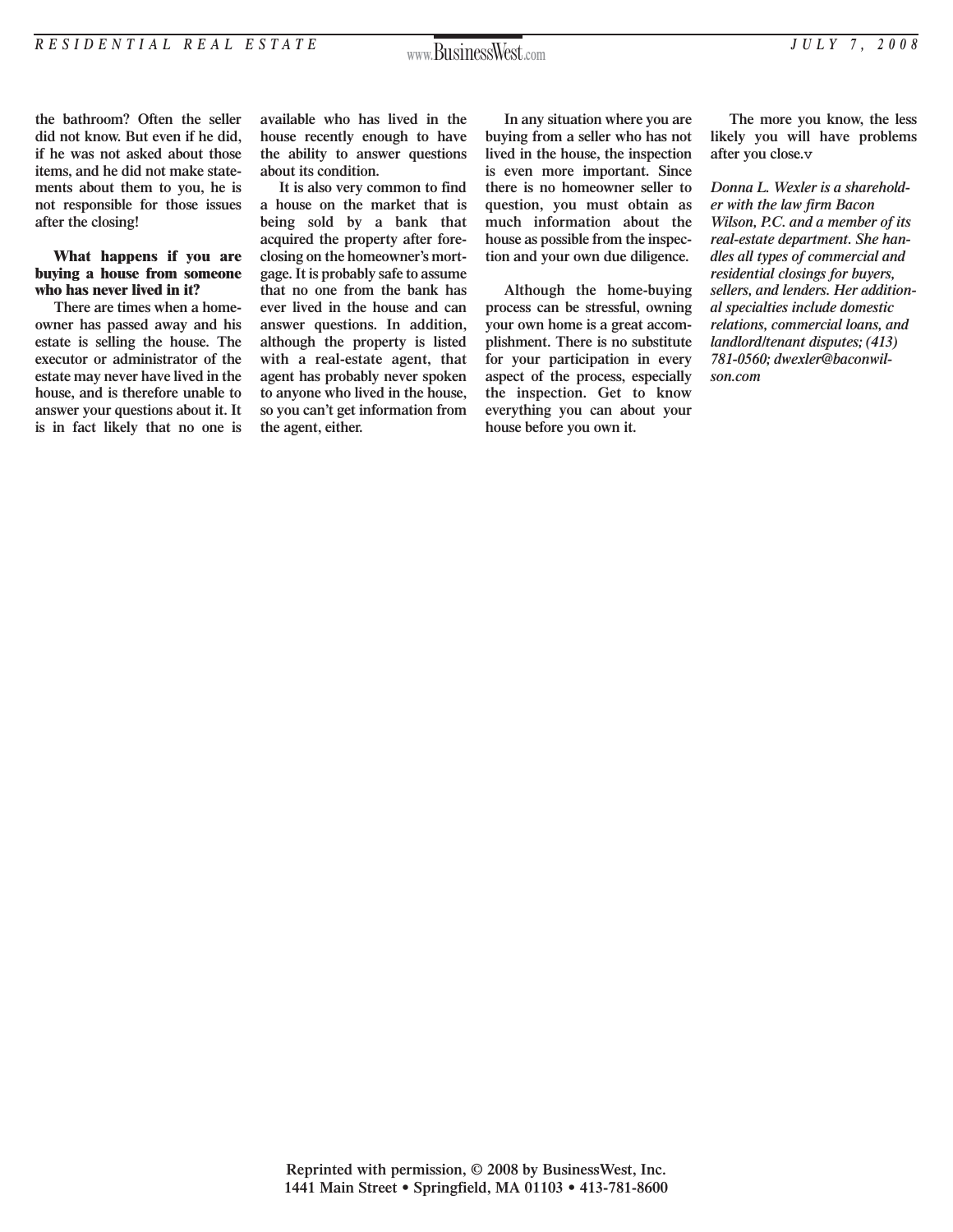the bathroom? Often the seller did not know. But even if he did, if he was not asked about those items, and he did not make statements about them to you, he is not responsible for those issues after the closing!

**What happens if you are buying a house from someone who has never lived in it?**

There are times when a homeowner has passed away and his estate is selling the house. The executor or administrator of the estate may never have lived in the house, and is therefore unable to answer your questions about it. It is in fact likely that no one is available who has lived in the house recently enough to have the ability to answer questions about its condition.

It is also very common to find a house on the market that is being sold by a bank that acquired the property after foreclosing on the homeowner's mortgage. It is probably safe to assume that no one from the bank has ever lived in the house and can answer questions. In addition, although the property is listed with a real-estate agent, that agent has probably never spoken to anyone who lived in the house, so you can't get information from the agent, either.

In any situation where you are buying from a seller who has not lived in the house, the inspection is even more important. Since there is no homeowner seller to question, you must obtain as much information about the house as possible from the inspection and your own due diligence.

Although the home-buying process can be stressful, owning your own home is a great accomplishment. There is no substitute for your participation in every aspect of the process, especially the inspection. Get to know everything you can about your house before you own it.

The more you know, the less likely you will have problems after you close.

*Donna L. Wexler is a shareholder with the law firm Bacon Wilson, P.C. and a member of its real-estate department. She handles all types of commercial and residential closings for buyers, sellers, and lenders. Her additional specialties include domestic relations, commercial loans, and landlord/tenant disputes; (413) 781-0560; dwexler@baconwilson.com*

Reprinted with permission, © 2008 by BusinessWest, Inc.
1441 Main Street • Springfield, MA 01103 • 413-781-8600